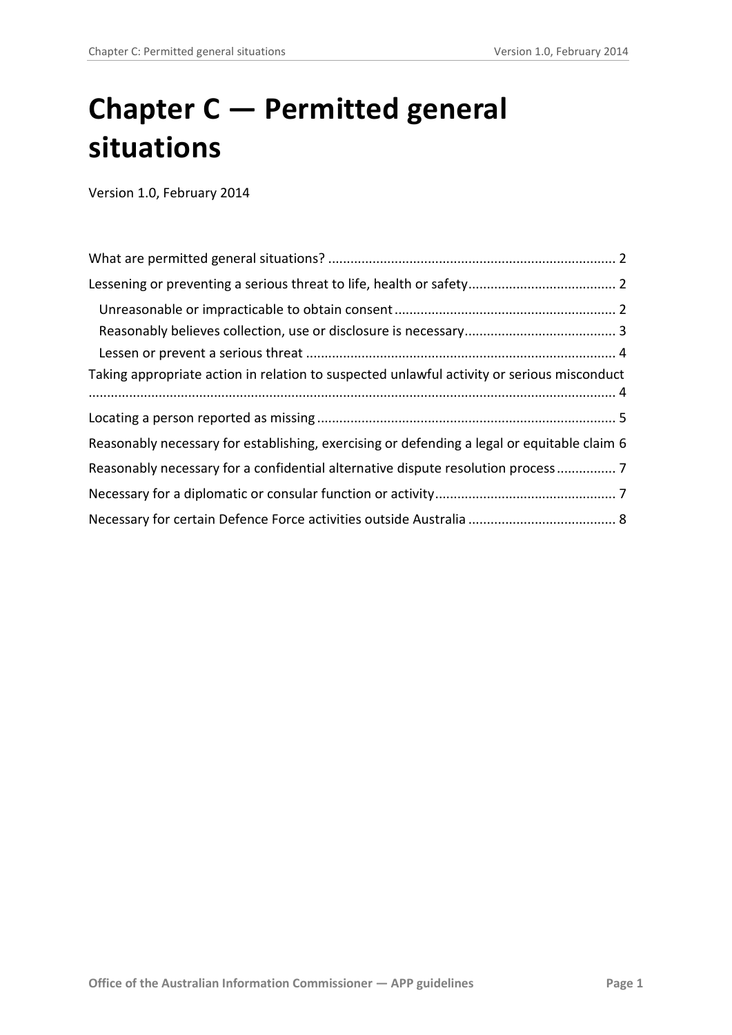# Chapter C — Permitted general situations

Version 1.0, February 2014

- What are permitted general situations? ... 2
- Lessening or preventing a serious threat to life, health or safety ... 2
  - Unreasonable or impracticable to obtain consent ... 2
  - Reasonably believes collection, use or disclosure is necessary ... 3
  - Lessen or prevent a serious threat ... 4
- Taking appropriate action in relation to suspected unlawful activity or serious misconduct ... 4
- Locating a person reported as missing ... 5
- Reasonably necessary for establishing, exercising or defending a legal or equitable claim 6
- Reasonably necessary for a confidential alternative dispute resolution process ... 7
- Necessary for a diplomatic or consular function or activity ... 7
- Necessary for certain Defence Force activities outside Australia ... 8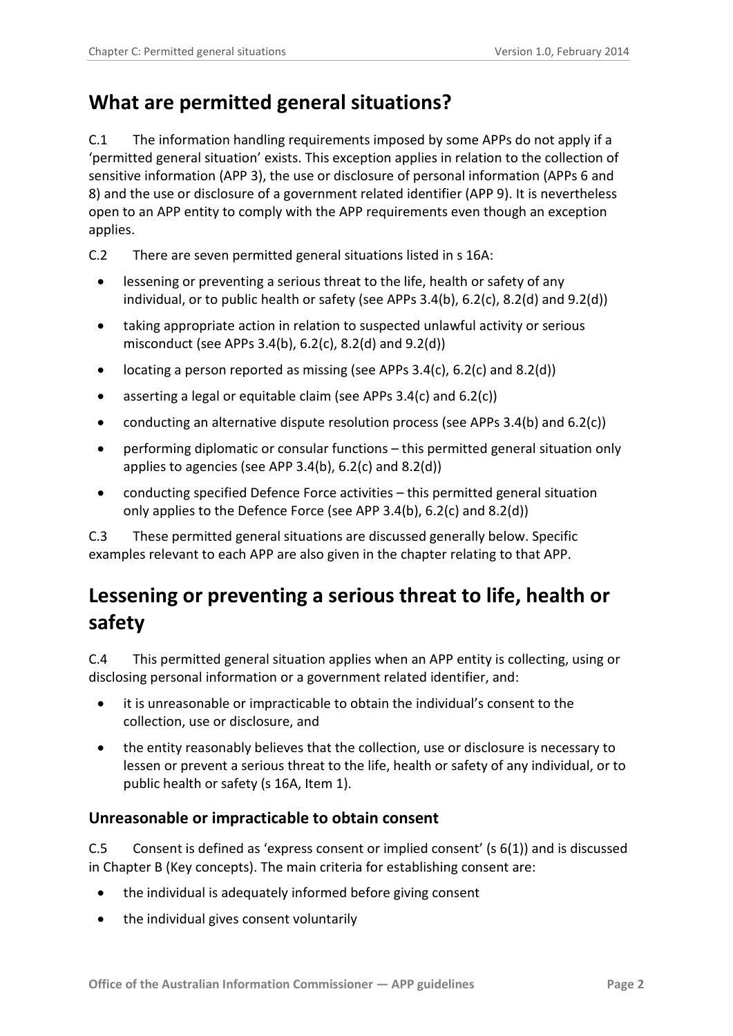## What are permitted general situations?

C.1 The information handling requirements imposed by some APPs do not apply if a 'permitted general situation' exists. This exception applies in relation to the collection of sensitive information (APP 3), the use or disclosure of personal information (APPs 6 and 8) and the use or disclosure of a government related identifier (APP 9). It is nevertheless open to an APP entity to comply with the APP requirements even though an exception applies.

C.2 There are seven permitted general situations listed in s 16A:

- lessening or preventing a serious threat to the life, health or safety of any individual, or to public health or safety (see APPs 3.4(b), 6.2(c), 8.2(d) and 9.2(d))
- taking appropriate action in relation to suspected unlawful activity or serious misconduct (see APPs 3.4(b), 6.2(c), 8.2(d) and 9.2(d))
- locating a person reported as missing (see APPs 3.4(c), 6.2(c) and 8.2(d))
- asserting a legal or equitable claim (see APPs 3.4(c) and 6.2(c))
- conducting an alternative dispute resolution process (see APPs 3.4(b) and 6.2(c))
- performing diplomatic or consular functions – this permitted general situation only applies to agencies (see APP 3.4(b), 6.2(c) and 8.2(d))
- conducting specified Defence Force activities – this permitted general situation only applies to the Defence Force (see APP 3.4(b), 6.2(c) and 8.2(d))

C.3 These permitted general situations are discussed generally below. Specific examples relevant to each APP are also given in the chapter relating to that APP.

## Lessening or preventing a serious threat to life, health or safety

C.4 This permitted general situation applies when an APP entity is collecting, using or disclosing personal information or a government related identifier, and:

- it is unreasonable or impracticable to obtain the individual's consent to the collection, use or disclosure, and
- the entity reasonably believes that the collection, use or disclosure is necessary to lessen or prevent a serious threat to the life, health or safety of any individual, or to public health or safety (s 16A, Item 1).

### Unreasonable or impracticable to obtain consent

C.5 Consent is defined as 'express consent or implied consent' (s 6(1)) and is discussed in Chapter B (Key concepts). The main criteria for establishing consent are:

- the individual is adequately informed before giving consent
- the individual gives consent voluntarily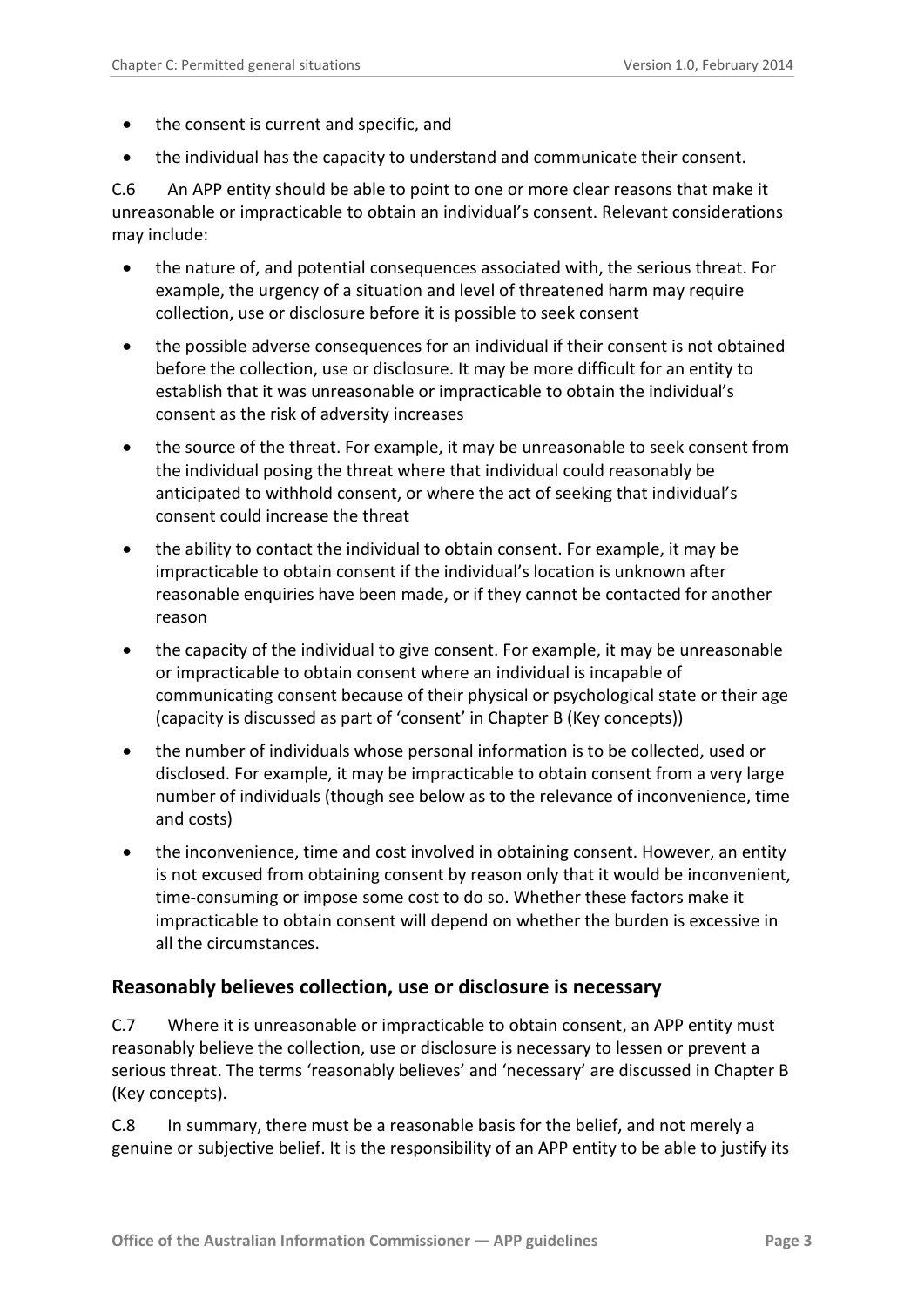- the consent is current and specific, and
- the individual has the capacity to understand and communicate their consent.

C.6 An APP entity should be able to point to one or more clear reasons that make it unreasonable or impracticable to obtain an individual's consent. Relevant considerations may include:

- the nature of, and potential consequences associated with, the serious threat. For example, the urgency of a situation and level of threatened harm may require collection, use or disclosure before it is possible to seek consent
- the possible adverse consequences for an individual if their consent is not obtained before the collection, use or disclosure. It may be more difficult for an entity to establish that it was unreasonable or impracticable to obtain the individual's consent as the risk of adversity increases
- the source of the threat. For example, it may be unreasonable to seek consent from the individual posing the threat where that individual could reasonably be anticipated to withhold consent, or where the act of seeking that individual's consent could increase the threat
- the ability to contact the individual to obtain consent. For example, it may be impracticable to obtain consent if the individual's location is unknown after reasonable enquiries have been made, or if they cannot be contacted for another reason
- the capacity of the individual to give consent. For example, it may be unreasonable or impracticable to obtain consent where an individual is incapable of communicating consent because of their physical or psychological state or their age (capacity is discussed as part of 'consent' in Chapter B (Key concepts))
- the number of individuals whose personal information is to be collected, used or disclosed. For example, it may be impracticable to obtain consent from a very large number of individuals (though see below as to the relevance of inconvenience, time and costs)
- the inconvenience, time and cost involved in obtaining consent. However, an entity is not excused from obtaining consent by reason only that it would be inconvenient, time-consuming or impose some cost to do so. Whether these factors make it impracticable to obtain consent will depend on whether the burden is excessive in all the circumstances.

## Reasonably believes collection, use or disclosure is necessary

C.7 Where it is unreasonable or impracticable to obtain consent, an APP entity must reasonably believe the collection, use or disclosure is necessary to lessen or prevent a serious threat. The terms 'reasonably believes' and 'necessary' are discussed in Chapter B (Key concepts).

C.8 In summary, there must be a reasonable basis for the belief, and not merely a genuine or subjective belief. It is the responsibility of an APP entity to be able to justify its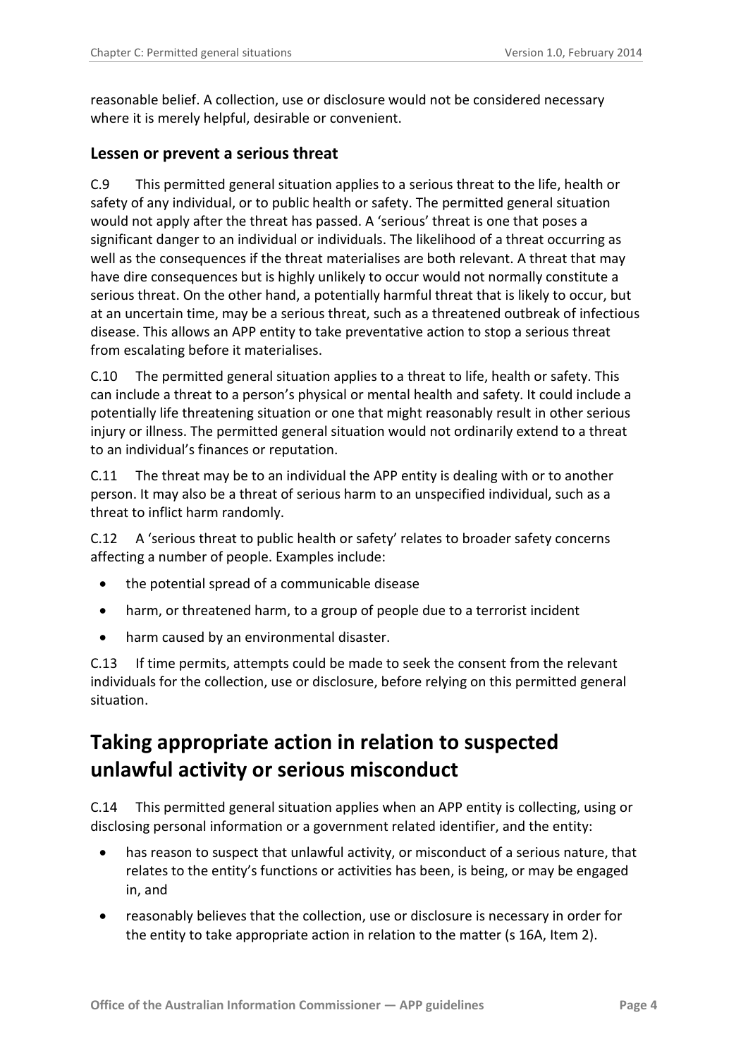reasonable belief. A collection, use or disclosure would not be considered necessary where it is merely helpful, desirable or convenient.

### Lessen or prevent a serious threat

C.9 This permitted general situation applies to a serious threat to the life, health or safety of any individual, or to public health or safety. The permitted general situation would not apply after the threat has passed. A 'serious' threat is one that poses a significant danger to an individual or individuals. The likelihood of a threat occurring as well as the consequences if the threat materialises are both relevant. A threat that may have dire consequences but is highly unlikely to occur would not normally constitute a serious threat. On the other hand, a potentially harmful threat that is likely to occur, but at an uncertain time, may be a serious threat, such as a threatened outbreak of infectious disease. This allows an APP entity to take preventative action to stop a serious threat from escalating before it materialises.

C.10 The permitted general situation applies to a threat to life, health or safety. This can include a threat to a person's physical or mental health and safety. It could include a potentially life threatening situation or one that might reasonably result in other serious injury or illness. The permitted general situation would not ordinarily extend to a threat to an individual's finances or reputation.

C.11 The threat may be to an individual the APP entity is dealing with or to another person. It may also be a threat of serious harm to an unspecified individual, such as a threat to inflict harm randomly.

C.12 A 'serious threat to public health or safety' relates to broader safety concerns affecting a number of people. Examples include:

- the potential spread of a communicable disease
- harm, or threatened harm, to a group of people due to a terrorist incident
- harm caused by an environmental disaster.

C.13 If time permits, attempts could be made to seek the consent from the relevant individuals for the collection, use or disclosure, before relying on this permitted general situation.

## Taking appropriate action in relation to suspected unlawful activity or serious misconduct

C.14 This permitted general situation applies when an APP entity is collecting, using or disclosing personal information or a government related identifier, and the entity:

- has reason to suspect that unlawful activity, or misconduct of a serious nature, that relates to the entity's functions or activities has been, is being, or may be engaged in, and
- reasonably believes that the collection, use or disclosure is necessary in order for the entity to take appropriate action in relation to the matter (s 16A, Item 2).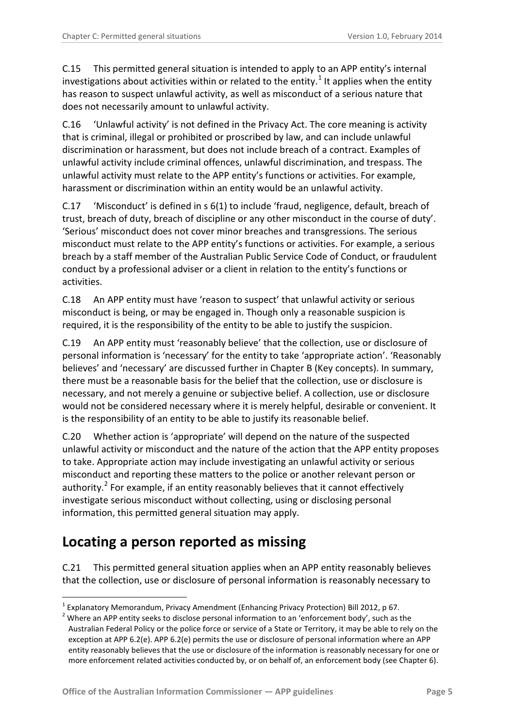C.15 This permitted general situation is intended to apply to an APP entity's internal investigations about activities within or related to the entity.[1] It applies when the entity has reason to suspect unlawful activity, as well as misconduct of a serious nature that does not necessarily amount to unlawful activity.

C.16 'Unlawful activity' is not defined in the Privacy Act. The core meaning is activity that is criminal, illegal or prohibited or proscribed by law, and can include unlawful discrimination or harassment, but does not include breach of a contract. Examples of unlawful activity include criminal offences, unlawful discrimination, and trespass. The unlawful activity must relate to the APP entity's functions or activities. For example, harassment or discrimination within an entity would be an unlawful activity.

C.17 'Misconduct' is defined in s 6(1) to include 'fraud, negligence, default, breach of trust, breach of duty, breach of discipline or any other misconduct in the course of duty'. 'Serious' misconduct does not cover minor breaches and transgressions. The serious misconduct must relate to the APP entity's functions or activities. For example, a serious breach by a staff member of the Australian Public Service Code of Conduct, or fraudulent conduct by a professional adviser or a client in relation to the entity's functions or activities.

C.18 An APP entity must have 'reason to suspect' that unlawful activity or serious misconduct is being, or may be engaged in. Though only a reasonable suspicion is required, it is the responsibility of the entity to be able to justify the suspicion.

C.19 An APP entity must 'reasonably believe' that the collection, use or disclosure of personal information is 'necessary' for the entity to take 'appropriate action'. 'Reasonably believes' and 'necessary' are discussed further in Chapter B (Key concepts). In summary, there must be a reasonable basis for the belief that the collection, use or disclosure is necessary, and not merely a genuine or subjective belief. A collection, use or disclosure would not be considered necessary where it is merely helpful, desirable or convenient. It is the responsibility of an entity to be able to justify its reasonable belief.

C.20 Whether action is 'appropriate' will depend on the nature of the suspected unlawful activity or misconduct and the nature of the action that the APP entity proposes to take. Appropriate action may include investigating an unlawful activity or serious misconduct and reporting these matters to the police or another relevant person or authority.[2] For example, if an entity reasonably believes that it cannot effectively investigate serious misconduct without collecting, using or disclosing personal information, this permitted general situation may apply.

## Locating a person reported as missing

C.21 This permitted general situation applies when an APP entity reasonably believes that the collection, use or disclosure of personal information is reasonably necessary to

---

[1] Explanatory Memorandum, Privacy Amendment (Enhancing Privacy Protection) Bill 2012, p 67.

[2] Where an APP entity seeks to disclose personal information to an 'enforcement body', such as the Australian Federal Policy or the police force or service of a State or Territory, it may be able to rely on the exception at APP 6.2(e). APP 6.2(e) permits the use or disclosure of personal information where an APP entity reasonably believes that the use or disclosure of the information is reasonably necessary for one or more enforcement related activities conducted by, or on behalf of, an enforcement body (see Chapter 6).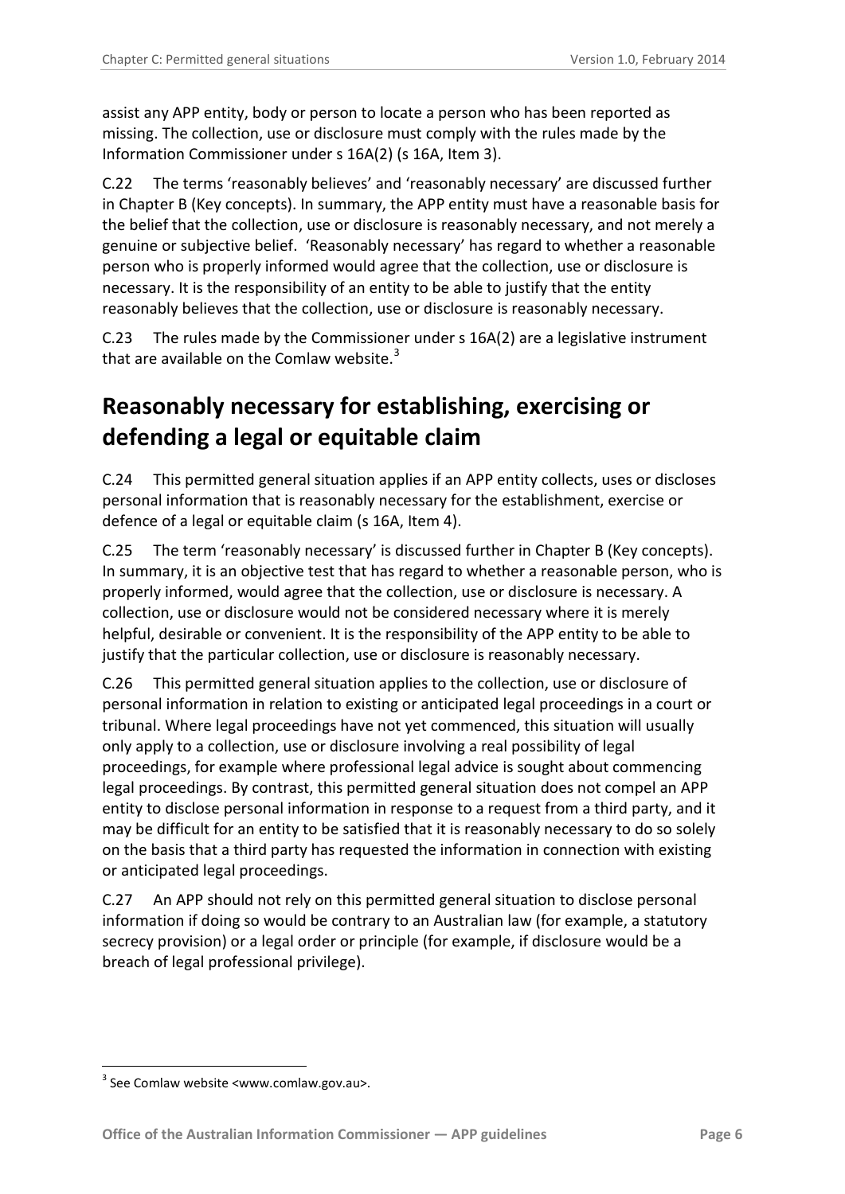assist any APP entity, body or person to locate a person who has been reported as missing. The collection, use or disclosure must comply with the rules made by the Information Commissioner under s 16A(2) (s 16A, Item 3).

C.22 The terms 'reasonably believes' and 'reasonably necessary' are discussed further in Chapter B (Key concepts). In summary, the APP entity must have a reasonable basis for the belief that the collection, use or disclosure is reasonably necessary, and not merely a genuine or subjective belief. 'Reasonably necessary' has regard to whether a reasonable person who is properly informed would agree that the collection, use or disclosure is necessary. It is the responsibility of an entity to be able to justify that the entity reasonably believes that the collection, use or disclosure is reasonably necessary.

C.23 The rules made by the Commissioner under s 16A(2) are a legislative instrument that are available on the Comlaw website.[3]

## Reasonably necessary for establishing, exercising or defending a legal or equitable claim

C.24 This permitted general situation applies if an APP entity collects, uses or discloses personal information that is reasonably necessary for the establishment, exercise or defence of a legal or equitable claim (s 16A, Item 4).

C.25 The term 'reasonably necessary' is discussed further in Chapter B (Key concepts). In summary, it is an objective test that has regard to whether a reasonable person, who is properly informed, would agree that the collection, use or disclosure is necessary. A collection, use or disclosure would not be considered necessary where it is merely helpful, desirable or convenient. It is the responsibility of the APP entity to be able to justify that the particular collection, use or disclosure is reasonably necessary.

C.26 This permitted general situation applies to the collection, use or disclosure of personal information in relation to existing or anticipated legal proceedings in a court or tribunal. Where legal proceedings have not yet commenced, this situation will usually only apply to a collection, use or disclosure involving a real possibility of legal proceedings, for example where professional legal advice is sought about commencing legal proceedings. By contrast, this permitted general situation does not compel an APP entity to disclose personal information in response to a request from a third party, and it may be difficult for an entity to be satisfied that it is reasonably necessary to do so solely on the basis that a third party has requested the information in connection with existing or anticipated legal proceedings.

C.27 An APP should not rely on this permitted general situation to disclose personal information if doing so would be contrary to an Australian law (for example, a statutory secrecy provision) or a legal order or principle (for example, if disclosure would be a breach of legal professional privilege).

---

[3] See Comlaw website <www.comlaw.gov.au>.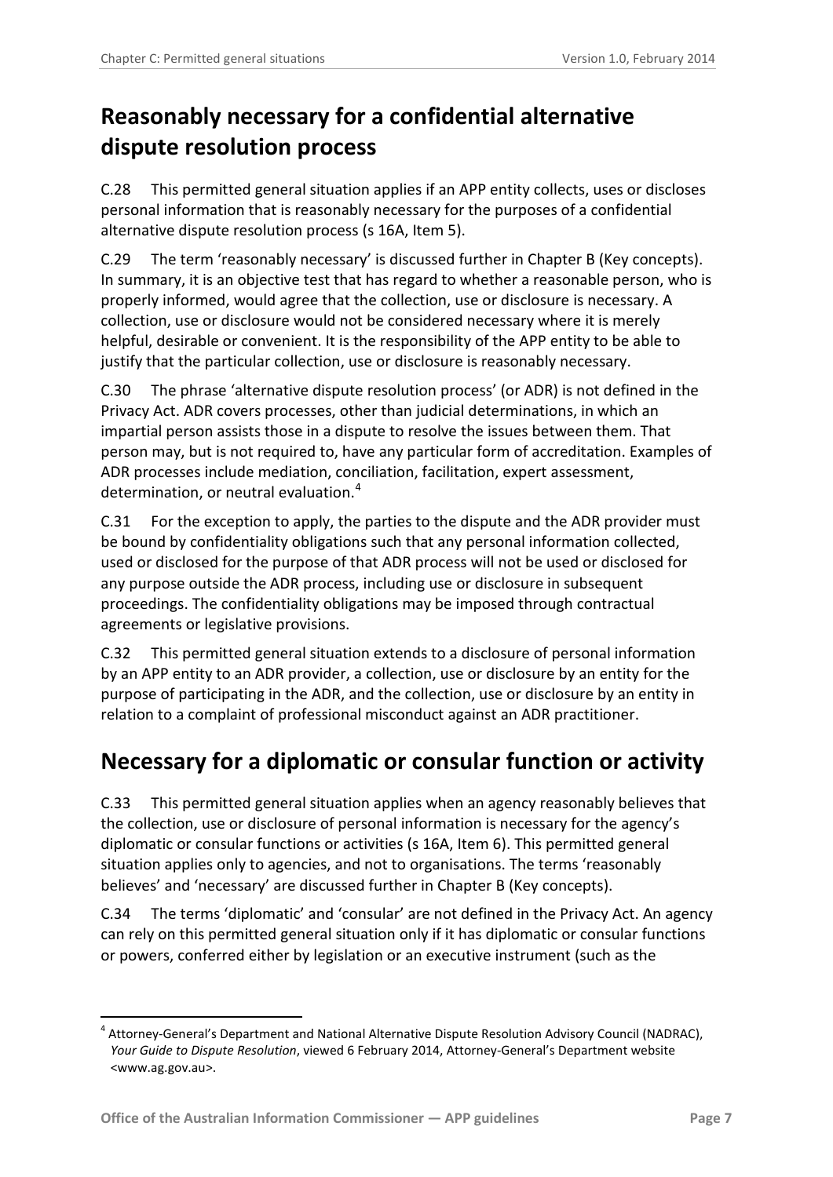## Reasonably necessary for a confidential alternative dispute resolution process

C.28 This permitted general situation applies if an APP entity collects, uses or discloses personal information that is reasonably necessary for the purposes of a confidential alternative dispute resolution process (s 16A, Item 5).

C.29 The term 'reasonably necessary' is discussed further in Chapter B (Key concepts). In summary, it is an objective test that has regard to whether a reasonable person, who is properly informed, would agree that the collection, use or disclosure is necessary. A collection, use or disclosure would not be considered necessary where it is merely helpful, desirable or convenient. It is the responsibility of the APP entity to be able to justify that the particular collection, use or disclosure is reasonably necessary.

C.30 The phrase 'alternative dispute resolution process' (or ADR) is not defined in the Privacy Act. ADR covers processes, other than judicial determinations, in which an impartial person assists those in a dispute to resolve the issues between them. That person may, but is not required to, have any particular form of accreditation. Examples of ADR processes include mediation, conciliation, facilitation, expert assessment, determination, or neutral evaluation.[4]

C.31 For the exception to apply, the parties to the dispute and the ADR provider must be bound by confidentiality obligations such that any personal information collected, used or disclosed for the purpose of that ADR process will not be used or disclosed for any purpose outside the ADR process, including use or disclosure in subsequent proceedings. The confidentiality obligations may be imposed through contractual agreements or legislative provisions.

C.32 This permitted general situation extends to a disclosure of personal information by an APP entity to an ADR provider, a collection, use or disclosure by an entity for the purpose of participating in the ADR, and the collection, use or disclosure by an entity in relation to a complaint of professional misconduct against an ADR practitioner.

## Necessary for a diplomatic or consular function or activity

C.33 This permitted general situation applies when an agency reasonably believes that the collection, use or disclosure of personal information is necessary for the agency's diplomatic or consular functions or activities (s 16A, Item 6). This permitted general situation applies only to agencies, and not to organisations. The terms 'reasonably believes' and 'necessary' are discussed further in Chapter B (Key concepts).

C.34 The terms 'diplomatic' and 'consular' are not defined in the Privacy Act. An agency can rely on this permitted general situation only if it has diplomatic or consular functions or powers, conferred either by legislation or an executive instrument (such as the

---

[4] Attorney-General's Department and National Alternative Dispute Resolution Advisory Council (NADRAC), *Your Guide to Dispute Resolution*, viewed 6 February 2014, Attorney-General's Department website <www.ag.gov.au>.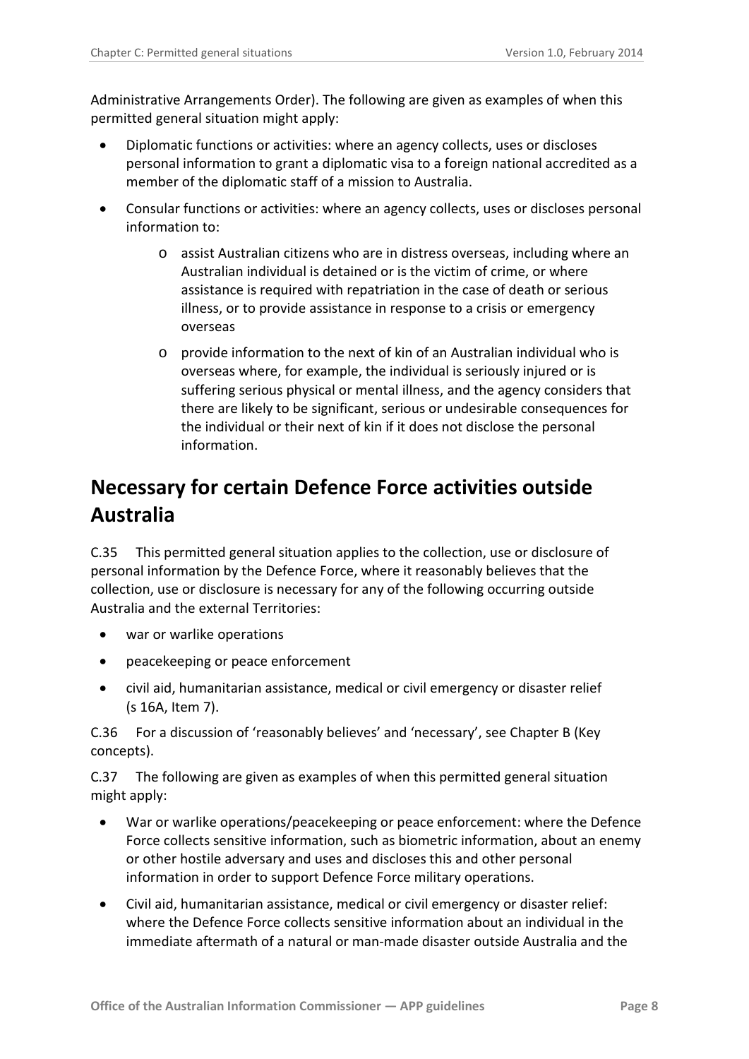Administrative Arrangements Order). The following are given as examples of when this permitted general situation might apply:

- Diplomatic functions or activities: where an agency collects, uses or discloses personal information to grant a diplomatic visa to a foreign national accredited as a member of the diplomatic staff of a mission to Australia.
- Consular functions or activities: where an agency collects, uses or discloses personal information to:
  - assist Australian citizens who are in distress overseas, including where an Australian individual is detained or is the victim of crime, or where assistance is required with repatriation in the case of death or serious illness, or to provide assistance in response to a crisis or emergency overseas
  - provide information to the next of kin of an Australian individual who is overseas where, for example, the individual is seriously injured or is suffering serious physical or mental illness, and the agency considers that there are likely to be significant, serious or undesirable consequences for the individual or their next of kin if it does not disclose the personal information.

## Necessary for certain Defence Force activities outside Australia

C.35 This permitted general situation applies to the collection, use or disclosure of personal information by the Defence Force, where it reasonably believes that the collection, use or disclosure is necessary for any of the following occurring outside Australia and the external Territories:

- war or warlike operations
- peacekeeping or peace enforcement
- civil aid, humanitarian assistance, medical or civil emergency or disaster relief (s 16A, Item 7).

C.36 For a discussion of 'reasonably believes' and 'necessary', see Chapter B (Key concepts).

C.37 The following are given as examples of when this permitted general situation might apply:

- War or warlike operations/peacekeeping or peace enforcement: where the Defence Force collects sensitive information, such as biometric information, about an enemy or other hostile adversary and uses and discloses this and other personal information in order to support Defence Force military operations.
- Civil aid, humanitarian assistance, medical or civil emergency or disaster relief: where the Defence Force collects sensitive information about an individual in the immediate aftermath of a natural or man-made disaster outside Australia and the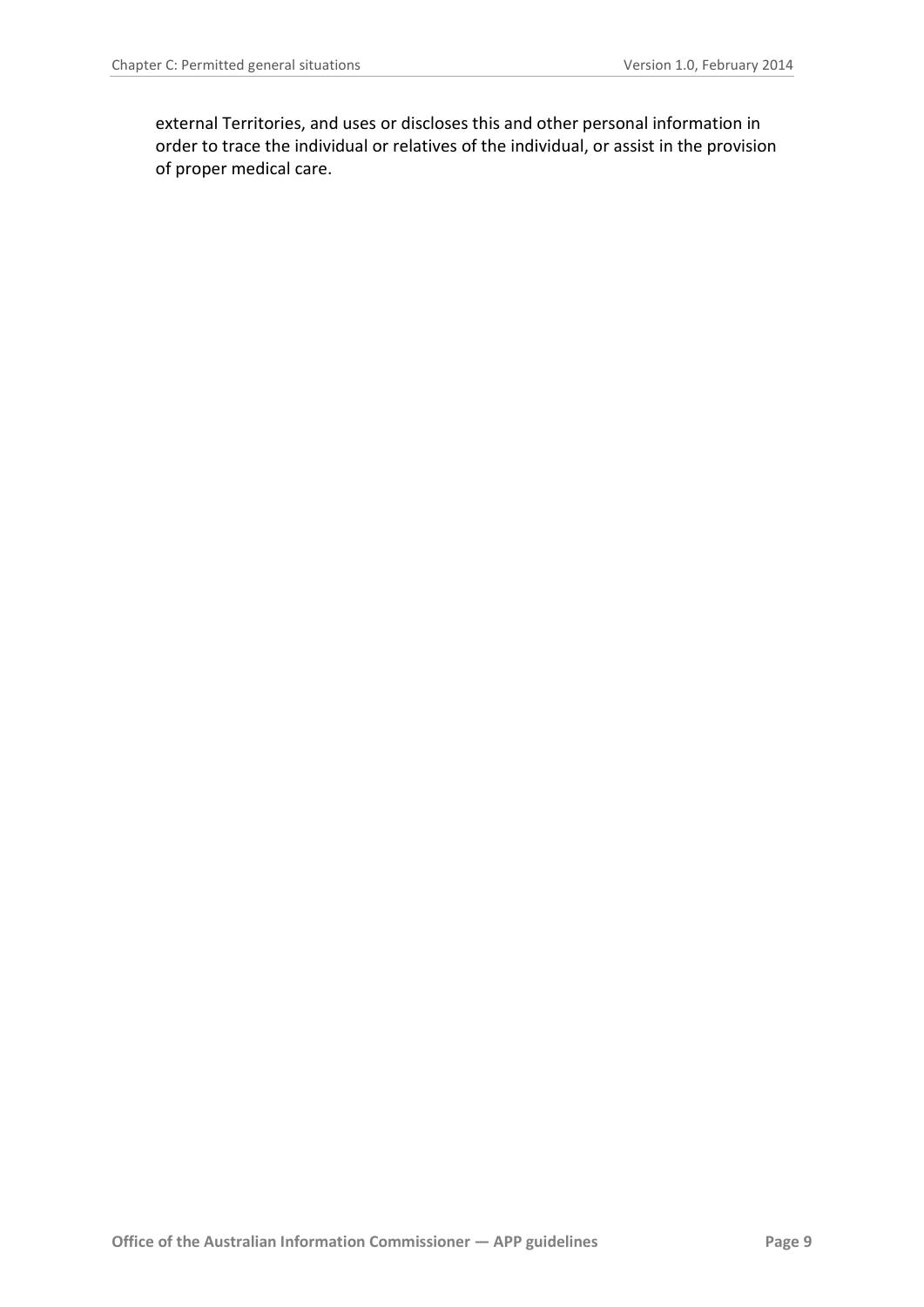external Territories, and uses or discloses this and other personal information in order to trace the individual or relatives of the individual, or assist in the provision of proper medical care.